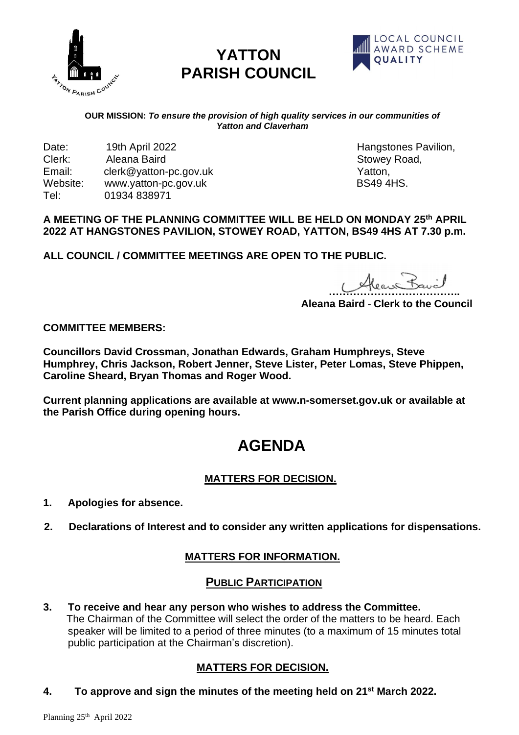# YATTON PARISH COUNCIL

LOCAL COUNCIL AWARD SCHEME QUALITY

**OUR MISSION:** ***To ensure the provision of high quality services in our communities of Yatton and Claverham***

Date: 19th April 2022
Clerk: Aleana Baird
Email: clerk@yatton-pc.gov.uk
Website: www.yatton-pc.gov.uk
Tel: 01934 838971

Hangstones Pavilion,
Stowey Road,
Yatton,
BS49 4HS.

**A MEETING OF THE PLANNING COMMITTEE WILL BE HELD ON MONDAY 25th APRIL 2022 AT HANGSTONES PAVILION, STOWEY ROAD, YATTON, BS49 4HS AT 7.30 p.m.**

**ALL COUNCIL / COMMITTEE MEETINGS ARE OPEN TO THE PUBLIC.**

**Aleana Baird - Clerk to the Council**

**COMMITTEE MEMBERS:**

**Councillors David Crossman, Jonathan Edwards, Graham Humphreys, Steve Humphrey, Chris Jackson, Robert Jenner, Steve Lister, Peter Lomas, Steve Phippen, Caroline Sheard, Bryan Thomas and Roger Wood.**

**Current planning applications are available at www.n-somerset.gov.uk or available at the Parish Office during opening hours.**

# AGENDA

## MATTERS FOR DECISION.

**1. Apologies for absence.**

**2. Declarations of Interest and to consider any written applications for dispensations.**

## MATTERS FOR INFORMATION.

### PUBLIC PARTICIPATION

**3. To receive and hear any person who wishes to address the Committee.**
The Chairman of the Committee will select the order of the matters to be heard. Each speaker will be limited to a period of three minutes (to a maximum of 15 minutes total public participation at the Chairman's discretion).

## MATTERS FOR DECISION.

**4. To approve and sign the minutes of the meeting held on 21st March 2022.**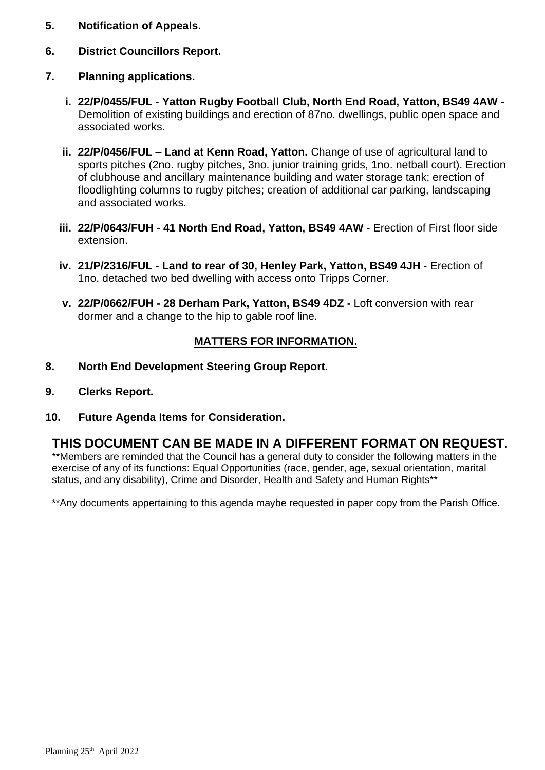**5. Notification of Appeals.**

**6. District Councillors Report.**

**7. Planning applications.**

   i. **22/P/0455/FUL - Yatton Rugby Football Club, North End Road, Yatton, BS49 4AW -** Demolition of existing buildings and erection of 87no. dwellings, public open space and associated works.

   ii. **22/P/0456/FUL – Land at Kenn Road, Yatton.** Change of use of agricultural land to sports pitches (2no. rugby pitches, 3no. junior training grids, 1no. netball court). Erection of clubhouse and ancillary maintenance building and water storage tank; erection of floodlighting columns to rugby pitches; creation of additional car parking, landscaping and associated works.

   iii. **22/P/0643/FUH - 41 North End Road, Yatton, BS49 4AW -** Erection of First floor side extension.

   iv. **21/P/2316/FUL - Land to rear of 30, Henley Park, Yatton, BS49 4JH** - Erection of 1no. detached two bed dwelling with access onto Tripps Corner.

   v. **22/P/0662/FUH - 28 Derham Park, Yatton, BS49 4DZ -** Loft conversion with rear dormer and a change to the hip to gable roof line.

**MATTERS FOR INFORMATION.**

**8. North End Development Steering Group Report.**

**9. Clerks Report.**

**10. Future Agenda Items for Consideration.**

## THIS DOCUMENT CAN BE MADE IN A DIFFERENT FORMAT ON REQUEST.

**Members are reminded that the Council has a general duty to consider the following matters in the exercise of any of its functions: Equal Opportunities (race, gender, age, sexual orientation, marital status, and any disability), Crime and Disorder, Health and Safety and Human Rights**

**Any documents appertaining to this agenda maybe requested in paper copy from the Parish Office.